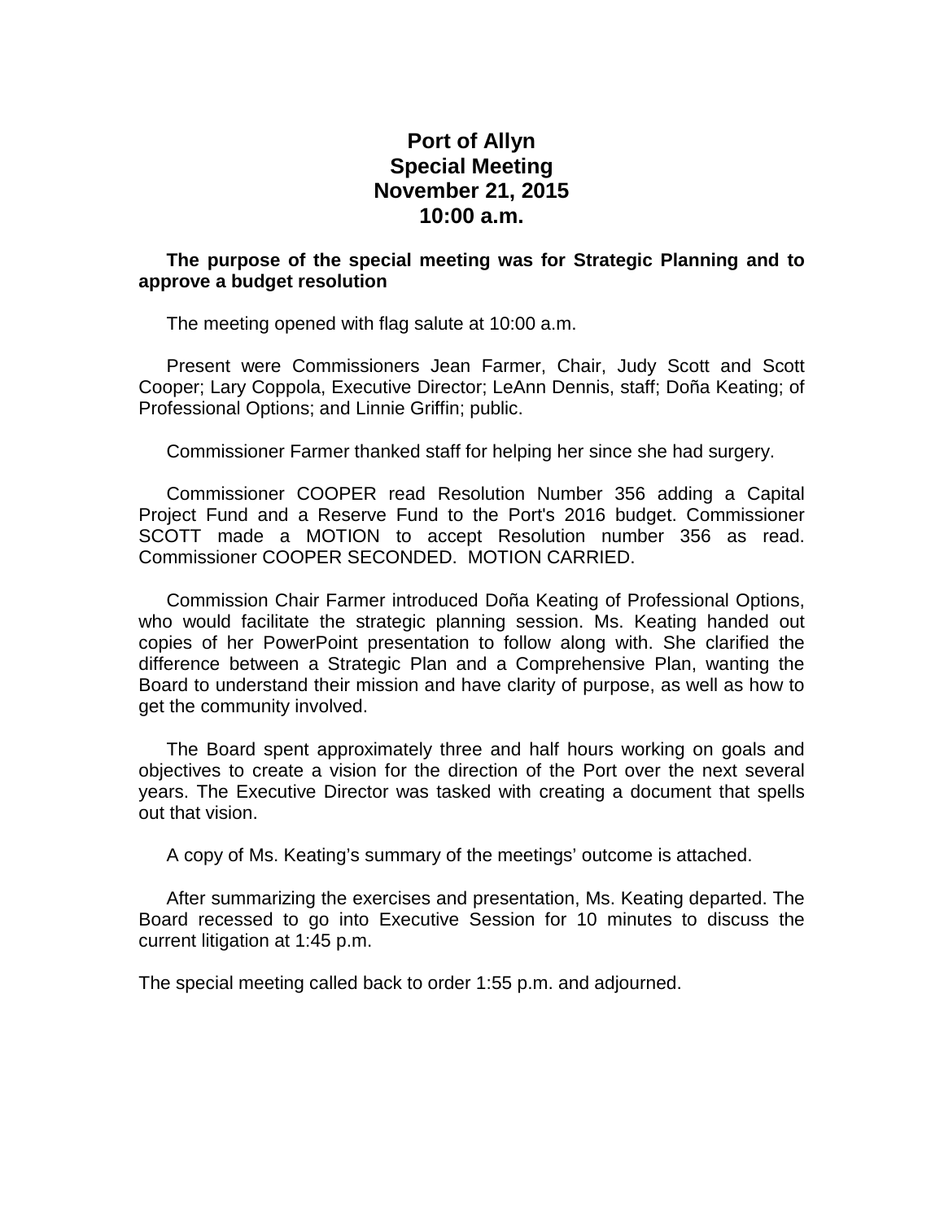# Port of Allyn
# Special Meeting
# November 21, 2015
# 10:00 a.m.

**The purpose of the special meeting was for Strategic Planning and to approve a budget resolution**

The meeting opened with flag salute at 10:00 a.m.

Present were Commissioners Jean Farmer, Chair, Judy Scott and Scott Cooper; Lary Coppola, Executive Director; LeAnn Dennis, staff; Doña Keating; of Professional Options; and Linnie Griffin; public.

Commissioner Farmer thanked staff for helping her since she had surgery.

Commissioner COOPER read Resolution Number 356 adding a Capital Project Fund and a Reserve Fund to the Port's 2016 budget. Commissioner SCOTT made a MOTION to accept Resolution number 356 as read. Commissioner COOPER SECONDED. MOTION CARRIED.

Commission Chair Farmer introduced Doña Keating of Professional Options, who would facilitate the strategic planning session. Ms. Keating handed out copies of her PowerPoint presentation to follow along with. She clarified the difference between a Strategic Plan and a Comprehensive Plan, wanting the Board to understand their mission and have clarity of purpose, as well as how to get the community involved.

The Board spent approximately three and half hours working on goals and objectives to create a vision for the direction of the Port over the next several years. The Executive Director was tasked with creating a document that spells out that vision.

A copy of Ms. Keating's summary of the meetings' outcome is attached.

After summarizing the exercises and presentation, Ms. Keating departed. The Board recessed to go into Executive Session for 10 minutes to discuss the current litigation at 1:45 p.m.

The special meeting called back to order 1:55 p.m. and adjourned.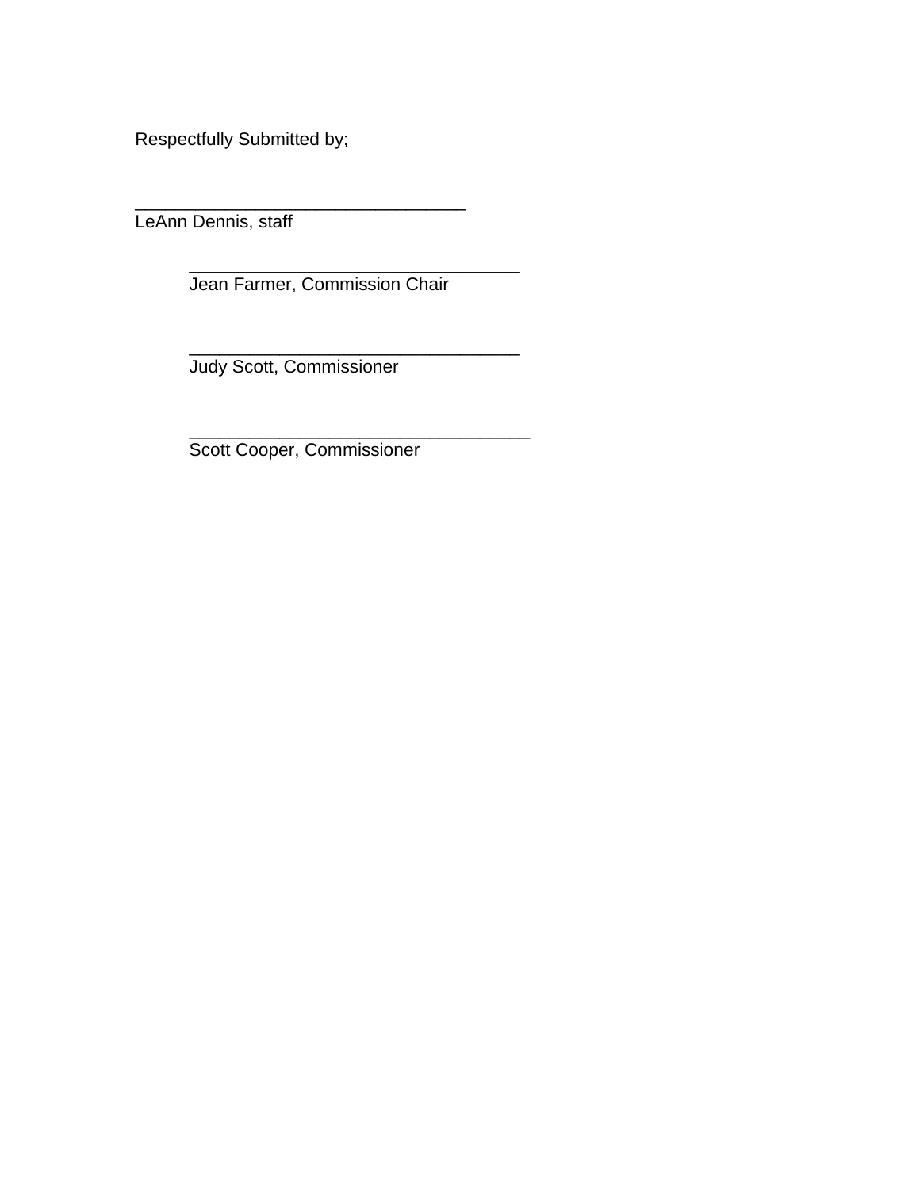Respectfully Submitted by;

_________________________________
LeAnn Dennis, staff

_________________________________
Jean Farmer, Commission Chair

_________________________________
Judy Scott, Commissioner

__________________________________
Scott Cooper, Commissioner